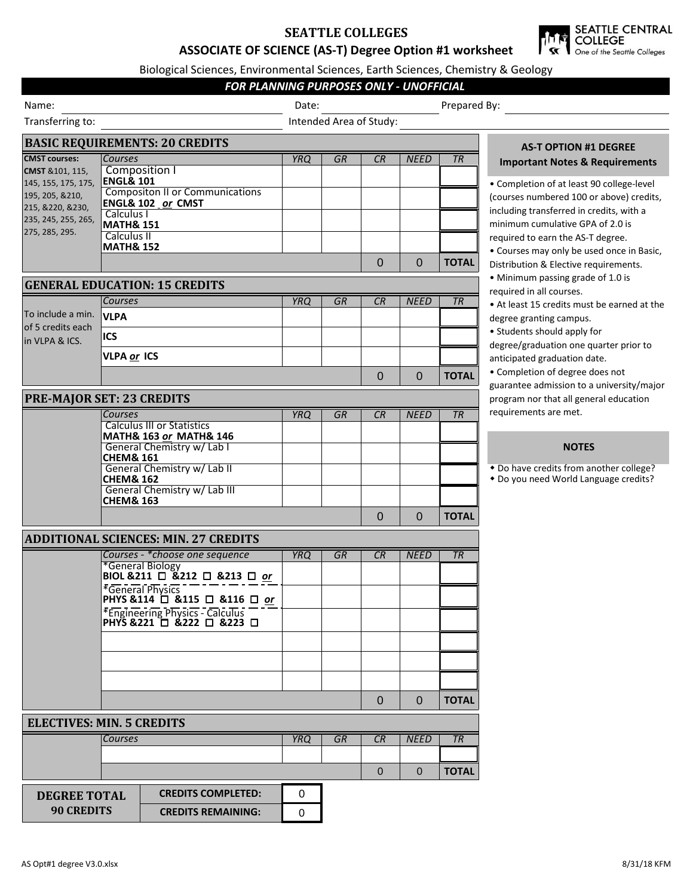# SEATTLE COLLEGES

## ASSOCIATE OF SCIENCE (AS-T) Degree Option #1 worksheet

Biological Sciences, Environmental Sciences, Earth Sciences, Chemistry & Geology

***FOR PLANNING PURPOSES ONLY - UNOFFICIAL***

Name: ______________ Date: ______________ Prepared By: ______________

Transferring to: ______________ Intended Area of Study: ______________

### BASIC REQUIREMENTS: 20 CREDITS

| | *Courses* | *YRQ* | *GR* | *CR* | *NEED* | *TR* |
|---|---|---|---|---|---|---|
| **CMST courses:** **CMST** &101, 115, 145, 155, 175, 175, 195, 205, &210, 215, &220, &230, 235, 245, 255, 265, 275, 285, 295. | Composition I **ENGL& 101** | | | | | |
| | Compositon II or Communications **ENGL& 102** ***or*** **CMST** | | | | | |
| | Calculus I **MATH& 151** | | | | | |
| | Calculus II **MATH& 152** | | | | | |
| | | | | 0 | 0 | **TOTAL** |

### GENERAL EDUCATION: 15 CREDITS

| | *Courses* | *YRQ* | *GR* | *CR* | *NEED* | *TR* |
|---|---|---|---|---|---|---|
| To include a min. of 5 credits each in VLPA & ICS. | **VLPA** | | | | | |
| | **ICS** | | | | | |
| | **VLPA** ***or*** **ICS** | | | | | |
| | | | | 0 | 0 | **TOTAL** |

### PRE-MAJOR SET: 23 CREDITS

| | *Courses* | *YRQ* | *GR* | *CR* | *NEED* | *TR* |
|---|---|---|---|---|---|---|
| | Calculus III or Statistics **MATH& 163** ***or*** **MATH& 146** | | | | | |
| | General Chemistry w/ Lab I **CHEM& 161** | | | | | |
| | General Chemistry w/ Lab II **CHEM& 162** | | | | | |
| | General Chemistry w/ Lab III **CHEM& 163** | | | | | |
| | | | | 0 | 0 | **TOTAL** |

### ADDITIONAL SCIENCES: MIN. 27 CREDITS

| | *Courses - *choose one sequence* | *YRQ* | *GR* | *CR* | *NEED* | *TR* |
|---|---|---|---|---|---|---|
| | *General Biology **BIOL &211 ☐ &212 ☐ &213 ☐** ***or*** | | | | | |
| | *General Physics **PHYS &114 ☐ &115 ☐ &116 ☐** ***or*** | | | | | |
| | *Engineering Physics - Calculus **PHYS &221 ☐ &222 ☐ &223 ☐** | | | | | |
| | | | | | | |
| | | | | | | |
| | | | | | | |
| | | | | 0 | 0 | **TOTAL** |

### ELECTIVES: MIN. 5 CREDITS

| | *Courses* | *YRQ* | *GR* | *CR* | *NEED* | *TR* |
|---|---|---|---|---|---|---|
| | | | | | | |
| | | | | 0 | 0 | **TOTAL** |

| **DEGREE TOTAL 90 CREDITS** | | |
|---|---|---|
| | **CREDITS COMPLETED:** | 0 |
| | **CREDITS REMAINING:** | 0 |

### AS-T OPTION #1 DEGREE Important Notes & Requirements

- Completion of at least 90 college-level (courses numbered 100 or above) credits, including transferred in credits, with a minimum cumulative GPA of 2.0 is required to earn the AS-T degree.
- Courses may only be used once in Basic, Distribution & Elective requirements.
- Minimum passing grade of 1.0 is required in all courses.
- At least 15 credits must be earned at the degree granting campus.
- Students should apply for degree/graduation one quarter prior to anticipated graduation date.
- Completion of degree does not guarantee admission to a university/major program nor that all general education requirements are met.

### NOTES

- Do have credits from another college?
- Do you need World Language credits?

AS Opt#1 degree V3.0.xlsx — 8/31/18 KFM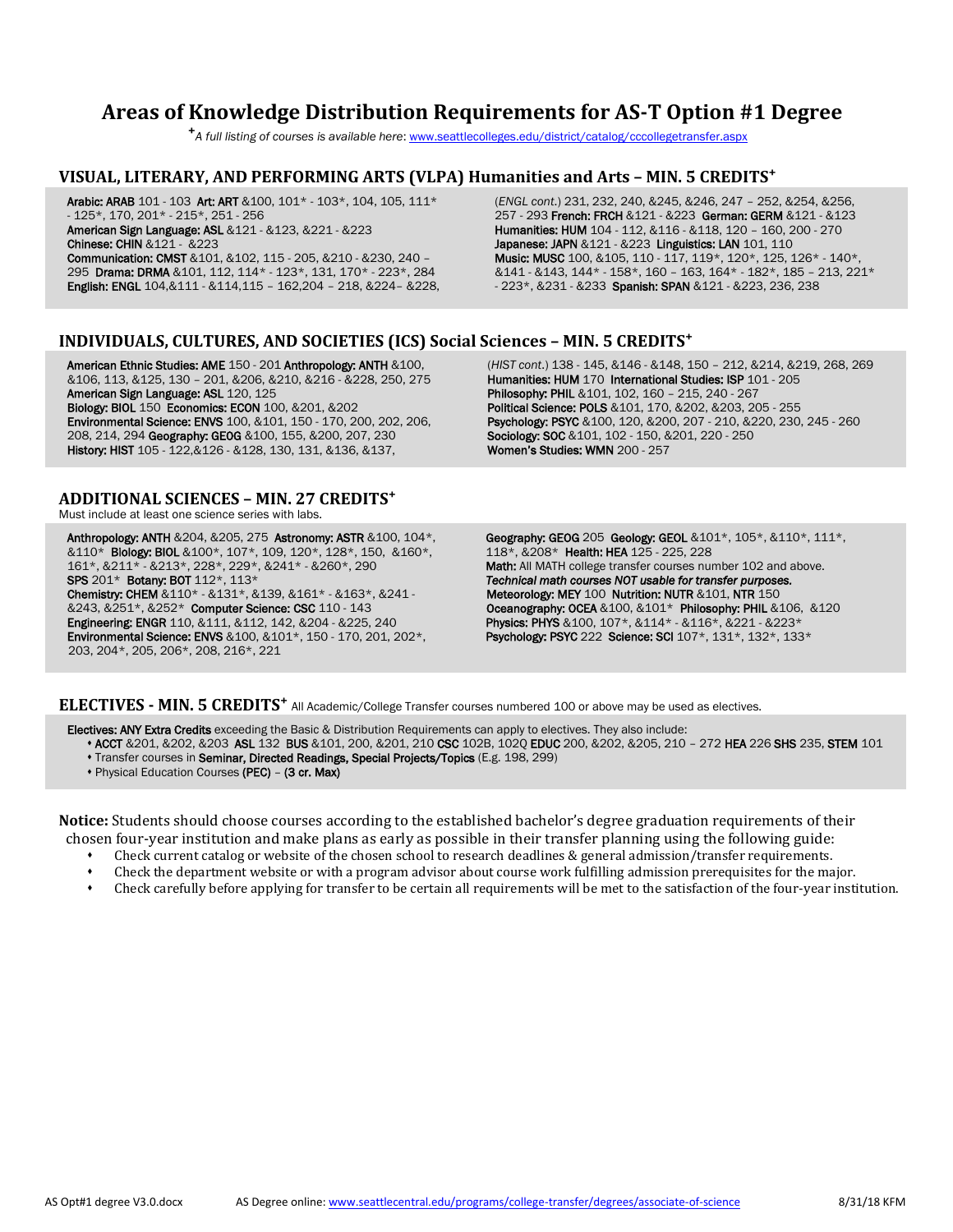# Areas of Knowledge Distribution Requirements for AS-T Option #1 Degree

**+***A full listing of courses is available here*: www.seattlecolleges.edu/district/catalog/cccollegetransfer.aspx

## VISUAL, LITERARY, AND PERFORMING ARTS (VLPA) Humanities and Arts – MIN. 5 CREDITS+

**Arabic: ARAB** 101 - 103 **Art: ART** &100, 101* - 103*, 104, 105, 111* - 125*, 170, 201* - 215*, 251 - 256
**American Sign Language: ASL** &121 - &123, &221 - &223
**Chinese: CHIN** &121 - &223
**Communication: CMST** &101, &102, 115 - 205, &210 - &230, 240 – 295 **Drama: DRMA** &101, 112, 114* - 123*, 131, 170* - 223*, 284
**English: ENGL** 104,&111 - &114,115 – 162,204 – 218, &224– &228, (*ENGL cont.*) 231, 232, 240, &245, &246, 247 – 252, &254, &256, 257 - 293 **French: FRCH** &121 - &223 **German: GERM** &121 - &123
**Humanities: HUM** 104 - 112, &116 - &118, 120 – 160, 200 - 270
**Japanese: JAPN** &121 - &223 **Linguistics: LAN** 101, 110
**Music: MUSC** 100, &105, 110 - 117, 119*, 120*, 125, 126* - 140*, &141 - &143, 144* - 158*, 160 – 163, 164* - 182*, 185 – 213, 221* - 223*, &231 - &233 **Spanish: SPAN** &121 - &223, 236, 238

## INDIVIDUALS, CULTURES, AND SOCIETIES (ICS) Social Sciences – MIN. 5 CREDITS+

**American Ethnic Studies: AME** 150 - 201 **Anthropology: ANTH** &100, &106, 113, &125, 130 – 201, &206, &210, &216 - &228, 250, 275
**American Sign Language: ASL** 120, 125
**Biology: BIOL** 150 **Economics: ECON** 100, &201, &202
**Environmental Science: ENVS** 100, &101, 150 - 170, 200, 202, 206, 208, 214, 294 **Geography: GEOG** &100, 155, &200, 207, 230
**History: HIST** 105 - 122,&126 - &128, 130, 131, &136, &137, (*HIST cont.*) 138 - 145, &146 - &148, 150 – 212, &214, &219, 268, 269
**Humanities: HUM** 170 **International Studies: ISP** 101 - 205
**Philosophy: PHIL** &101, 102, 160 – 215, 240 - 267
**Political Science: POLS** &101, 170, &202, &203, 205 - 255
**Psychology: PSYC** &100, 120, &200, 207 - 210, &220, 230, 245 - 260
**Sociology: SOC** &101, 102 - 150, &201, 220 - 250
**Women's Studies: WMN** 200 - 257

## ADDITIONAL SCIENCES – MIN. 27 CREDITS+

Must include at least one science series with labs.

**Anthropology: ANTH** &204, &205, 275 **Astronomy: ASTR** &100, 104*, &110* **Biology: BIOL** &100*, 107*, 109, 120*, 128*, 150, &160*, 161*, &211* - &213*, 228*, 229*, &241* - &260*, 290
**SPS** 201* **Botany: BOT** 112*, 113*
**Chemistry: CHEM** &110* - &131*, &139, &161* - &163*, &241 - &243, &251*, &252* **Computer Science: CSC** 110 - 143
**Engineering: ENGR** 110, &111, &112, 142, &204 - &225, 240
**Environmental Science: ENVS** &100, &101*, 150 - 170, 201, 202*, 203, 204*, 205, 206*, 208, 216*, 221
**Geography: GEOG** 205 **Geology: GEOL** &101*, 105*, &110*, 111*, 118*, &208* **Health: HEA** 125 - 225, 228
**Math:** All MATH college transfer courses number 102 and above.
***Technical math courses NOT usable for transfer purposes.***
**Meteorology: MEY** 100 **Nutrition: NUTR** &101, **NTR** 150
**Oceanography: OCEA** &100, &101* **Philosophy: PHIL** &106, &120
**Physics: PHYS** &100, 107*, &114* - &116*, &221 - &223*
**Psychology: PSYC** 222 **Science: SCI** 107*, 131*, 132*, 133*

## ELECTIVES - MIN. 5 CREDITS+ 

All Academic/College Transfer courses numbered 100 or above may be used as electives.

**Electives: ANY Extra Credits** exceeding the Basic & Distribution Requirements can apply to electives. They also include:

- **ACCT** &201, &202, &203 **ASL** 132 **BUS** &101, 200, &201, 210 **CSC** 102B, 102Q **EDUC** 200, &202, &205, 210 – 272 **HEA** 226 **SHS** 235, **STEM** 101
- Transfer courses in **Seminar, Directed Readings, Special Projects/Topics** (E.g. 198, 299)
- Physical Education Courses **(PEC)** – **(3 cr. Max)**

**Notice:** Students should choose courses according to the established bachelor's degree graduation requirements of their chosen four-year institution and make plans as early as possible in their transfer planning using the following guide:

- Check current catalog or website of the chosen school to research deadlines & general admission/transfer requirements.
- Check the department website or with a program advisor about course work fulfilling admission prerequisites for the major.
- Check carefully before applying for transfer to be certain all requirements will be met to the satisfaction of the four-year institution.

AS Opt#1 degree V3.0.docx AS Degree online: www.seattlecentral.edu/programs/college-transfer/degrees/associate-of-science 8/31/18 KFM